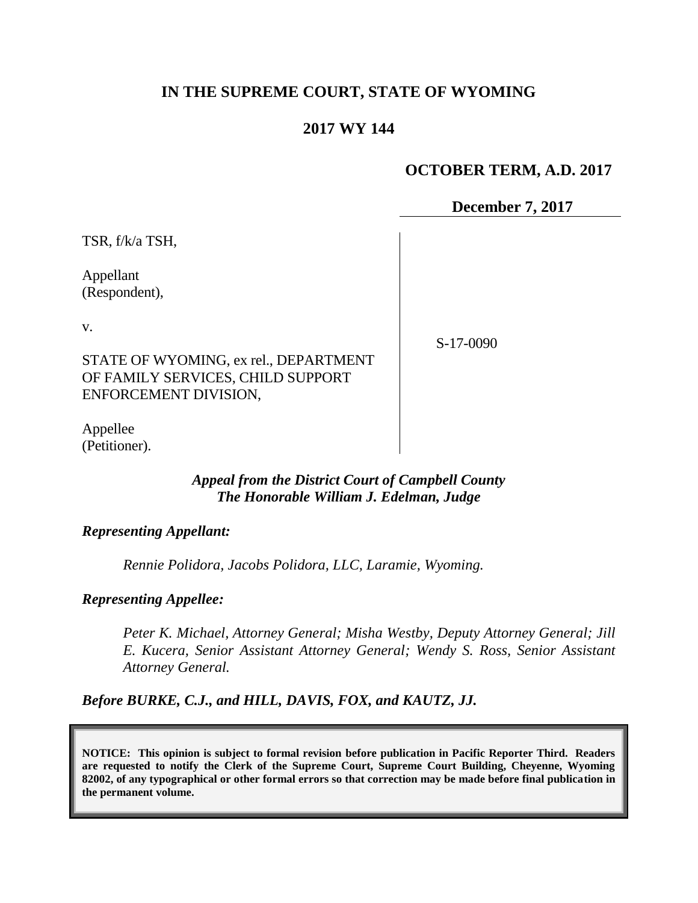# IN THE SUPREME COURT, STATE OF WYOMING

## 2017 WY 144

**OCTOBER TERM, A.D. 2017**

**December 7, 2017**

TSR, f/k/a TSH,

Appellant
(Respondent),

v.

STATE OF WYOMING, ex rel., DEPARTMENT OF FAMILY SERVICES, CHILD SUPPORT ENFORCEMENT DIVISION,

Appellee
(Petitioner).

S-17-0090

***Appeal from the District Court of Campbell County***
***The Honorable William J. Edelman, Judge***

***Representing Appellant:***

*Rennie Polidora, Jacobs Polidora, LLC, Laramie, Wyoming.*

***Representing Appellee:***

*Peter K. Michael, Attorney General; Misha Westby, Deputy Attorney General; Jill E. Kucera, Senior Assistant Attorney General; Wendy S. Ross, Senior Assistant Attorney General.*

***Before BURKE, C.J., and HILL, DAVIS, FOX, and KAUTZ, JJ.***

**NOTICE: This opinion is subject to formal revision before publication in Pacific Reporter Third. Readers are requested to notify the Clerk of the Supreme Court, Supreme Court Building, Cheyenne, Wyoming 82002, of any typographical or other formal errors so that correction may be made before final publication in the permanent volume.**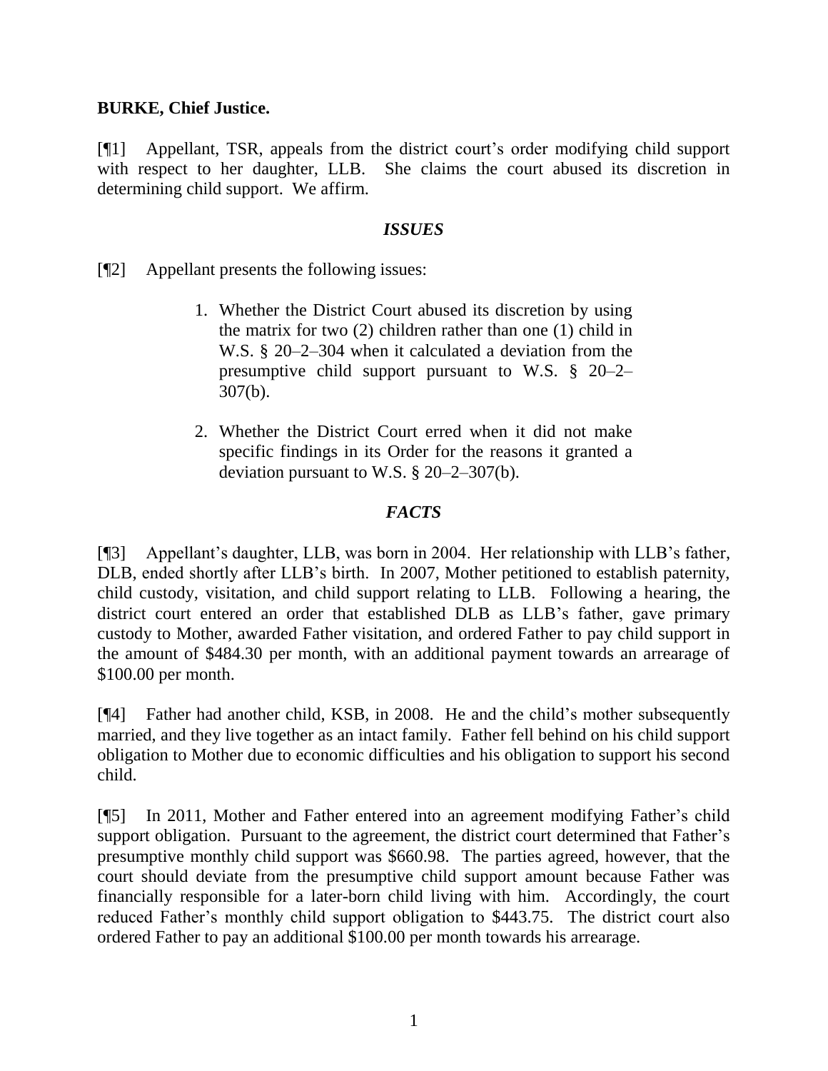**BURKE, Chief Justice.**

[¶1] Appellant, TSR, appeals from the district court's order modifying child support with respect to her daughter, LLB. She claims the court abused its discretion in determining child support. We affirm.

### *ISSUES*

[¶2] Appellant presents the following issues:

> 1. Whether the District Court abused its discretion by using the matrix for two (2) children rather than one (1) child in W.S. § 20–2–304 when it calculated a deviation from the presumptive child support pursuant to W.S. § 20–2–307(b).
>
> 2. Whether the District Court erred when it did not make specific findings in its Order for the reasons it granted a deviation pursuant to W.S. § 20–2–307(b).

### *FACTS*

[¶3] Appellant's daughter, LLB, was born in 2004. Her relationship with LLB's father, DLB, ended shortly after LLB's birth. In 2007, Mother petitioned to establish paternity, child custody, visitation, and child support relating to LLB. Following a hearing, the district court entered an order that established DLB as LLB's father, gave primary custody to Mother, awarded Father visitation, and ordered Father to pay child support in the amount of $484.30 per month, with an additional payment towards an arrearage of $100.00 per month.

[¶4] Father had another child, KSB, in 2008. He and the child's mother subsequently married, and they live together as an intact family. Father fell behind on his child support obligation to Mother due to economic difficulties and his obligation to support his second child.

[¶5] In 2011, Mother and Father entered into an agreement modifying Father's child support obligation. Pursuant to the agreement, the district court determined that Father's presumptive monthly child support was $660.98. The parties agreed, however, that the court should deviate from the presumptive child support amount because Father was financially responsible for a later-born child living with him. Accordingly, the court reduced Father's monthly child support obligation to $443.75. The district court also ordered Father to pay an additional $100.00 per month towards his arrearage.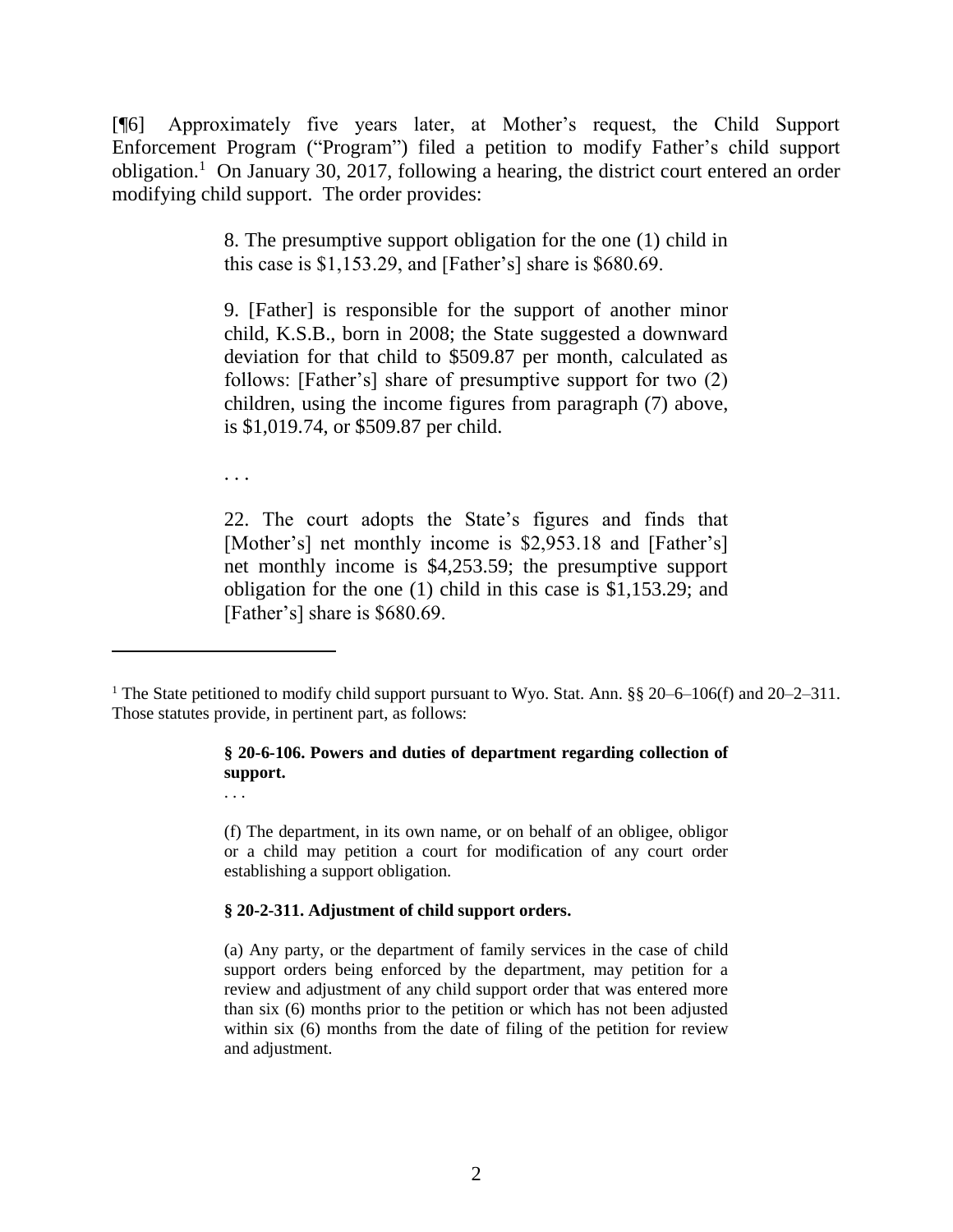[¶6] Approximately five years later, at Mother's request, the Child Support Enforcement Program ("Program") filed a petition to modify Father's child support obligation.[1] On January 30, 2017, following a hearing, the district court entered an order modifying child support. The order provides:

> 8. The presumptive support obligation for the one (1) child in this case is $1,153.29, and [Father's] share is $680.69.
>
> 9. [Father] is responsible for the support of another minor child, K.S.B., born in 2008; the State suggested a downward deviation for that child to $509.87 per month, calculated as follows: [Father's] share of presumptive support for two (2) children, using the income figures from paragraph (7) above, is $1,019.74, or $509.87 per child.
>
> . . .
>
> 22. The court adopts the State's figures and finds that [Mother's] net monthly income is $2,953.18 and [Father's] net monthly income is $4,253.59; the presumptive support obligation for the one (1) child in this case is $1,153.29; and [Father's] share is $680.69.

---

[1] The State petitioned to modify child support pursuant to Wyo. Stat. Ann. §§ 20–6–106(f) and 20–2–311. Those statutes provide, in pertinent part, as follows:

> **§ 20-6-106. Powers and duties of department regarding collection of support.**
>
> . . .
>
> (f) The department, in its own name, or on behalf of an obligee, obligor or a child may petition a court for modification of any court order establishing a support obligation.
>
> **§ 20-2-311. Adjustment of child support orders.**
>
> (a) Any party, or the department of family services in the case of child support orders being enforced by the department, may petition for a review and adjustment of any child support order that was entered more than six (6) months prior to the petition or which has not been adjusted within six (6) months from the date of filing of the petition for review and adjustment.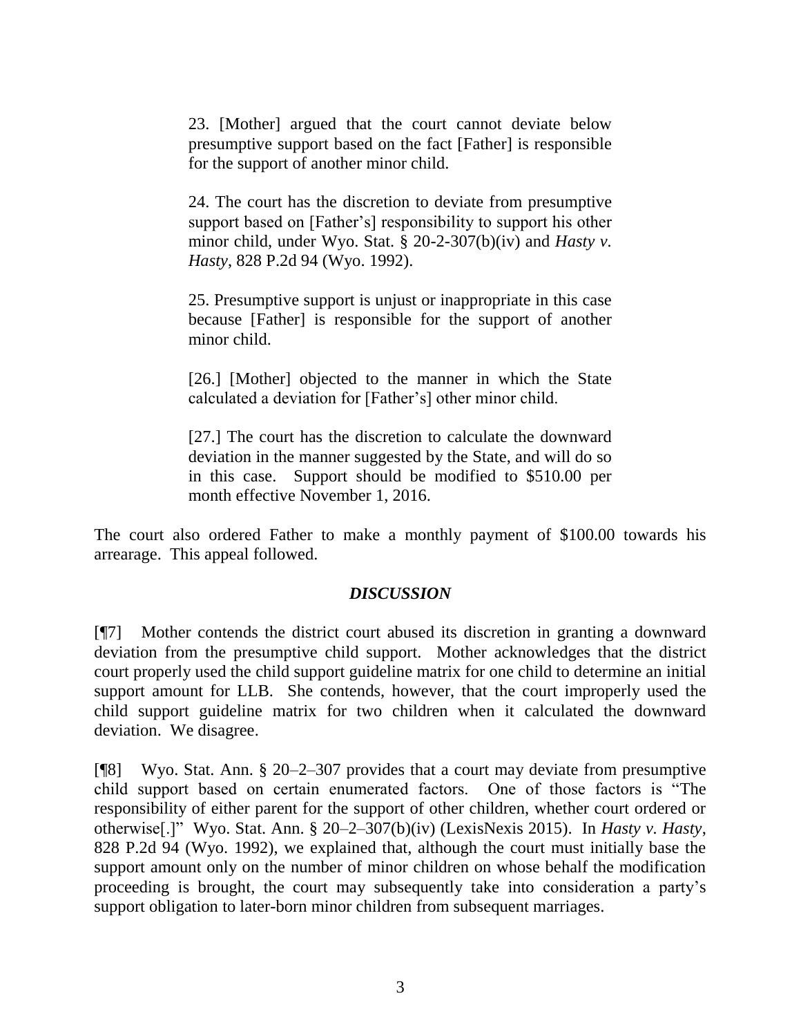> 23. [Mother] argued that the court cannot deviate below presumptive support based on the fact [Father] is responsible for the support of another minor child.
>
> 24. The court has the discretion to deviate from presumptive support based on [Father's] responsibility to support his other minor child, under Wyo. Stat. § 20-2-307(b)(iv) and *Hasty v. Hasty*, 828 P.2d 94 (Wyo. 1992).
>
> 25. Presumptive support is unjust or inappropriate in this case because [Father] is responsible for the support of another minor child.
>
> [26.] [Mother] objected to the manner in which the State calculated a deviation for [Father's] other minor child.
>
> [27.] The court has the discretion to calculate the downward deviation in the manner suggested by the State, and will do so in this case. Support should be modified to $510.00 per month effective November 1, 2016.

The court also ordered Father to make a monthly payment of $100.00 towards his arrearage. This appeal followed.

### *DISCUSSION*

[¶7] Mother contends the district court abused its discretion in granting a downward deviation from the presumptive child support. Mother acknowledges that the district court properly used the child support guideline matrix for one child to determine an initial support amount for LLB. She contends, however, that the court improperly used the child support guideline matrix for two children when it calculated the downward deviation. We disagree.

[¶8] Wyo. Stat. Ann. § 20–2–307 provides that a court may deviate from presumptive child support based on certain enumerated factors. One of those factors is "The responsibility of either parent for the support of other children, whether court ordered or otherwise[.]" Wyo. Stat. Ann. § 20–2–307(b)(iv) (LexisNexis 2015). In *Hasty v. Hasty*, 828 P.2d 94 (Wyo. 1992), we explained that, although the court must initially base the support amount only on the number of minor children on whose behalf the modification proceeding is brought, the court may subsequently take into consideration a party's support obligation to later-born minor children from subsequent marriages.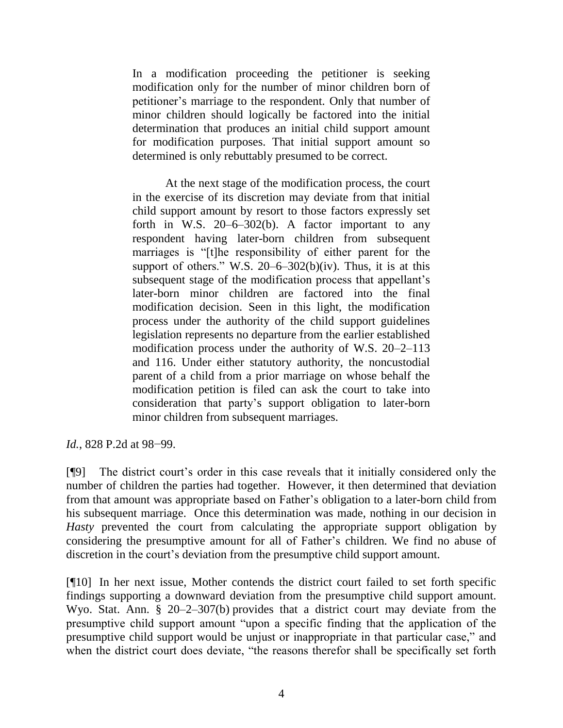> In a modification proceeding the petitioner is seeking modification only for the number of minor children born of petitioner's marriage to the respondent. Only that number of minor children should logically be factored into the initial determination that produces an initial child support amount for modification purposes. That initial support amount so determined is only rebuttably presumed to be correct.
>
> At the next stage of the modification process, the court in the exercise of its discretion may deviate from that initial child support amount by resort to those factors expressly set forth in W.S. 20–6–302(b). A factor important to any respondent having later-born children from subsequent marriages is "[t]he responsibility of either parent for the support of others." W.S. 20–6–302(b)(iv). Thus, it is at this subsequent stage of the modification process that appellant's later-born minor children are factored into the final modification decision. Seen in this light, the modification process under the authority of the child support guidelines legislation represents no departure from the earlier established modification process under the authority of W.S. 20–2–113 and 116. Under either statutory authority, the noncustodial parent of a child from a prior marriage on whose behalf the modification petition is filed can ask the court to take into consideration that party's support obligation to later-born minor children from subsequent marriages.

*Id.*, 828 P.2d at 98−99.

[¶9] The district court's order in this case reveals that it initially considered only the number of children the parties had together. However, it then determined that deviation from that amount was appropriate based on Father's obligation to a later-born child from his subsequent marriage. Once this determination was made, nothing in our decision in *Hasty* prevented the court from calculating the appropriate support obligation by considering the presumptive amount for all of Father's children. We find no abuse of discretion in the court's deviation from the presumptive child support amount.

[¶10] In her next issue, Mother contends the district court failed to set forth specific findings supporting a downward deviation from the presumptive child support amount. Wyo. Stat. Ann. § 20–2–307(b) provides that a district court may deviate from the presumptive child support amount "upon a specific finding that the application of the presumptive child support would be unjust or inappropriate in that particular case," and when the district court does deviate, "the reasons therefor shall be specifically set forth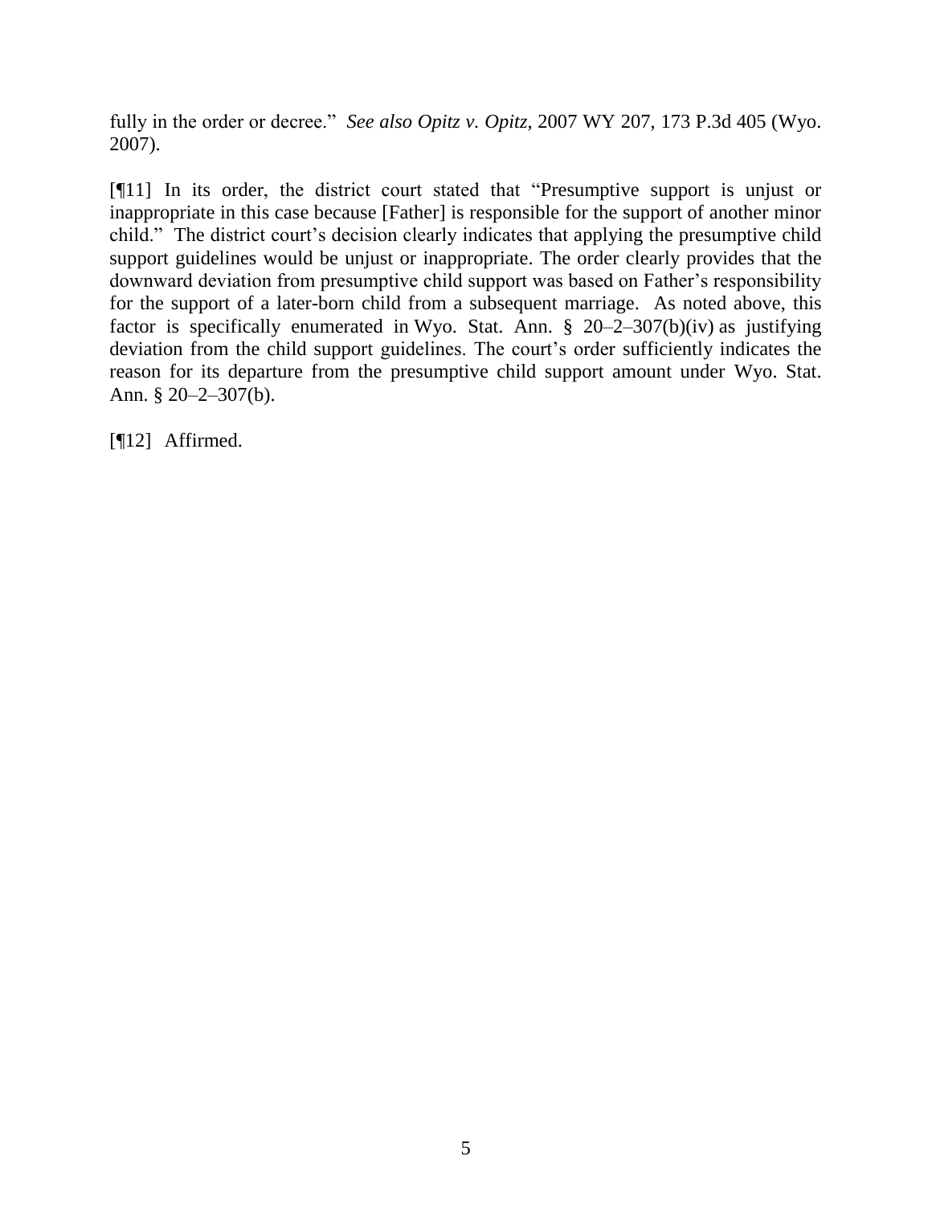fully in the order or decree." *See also Opitz v. Opitz*, 2007 WY 207, 173 P.3d 405 (Wyo. 2007).

[¶11] In its order, the district court stated that "Presumptive support is unjust or inappropriate in this case because [Father] is responsible for the support of another minor child." The district court's decision clearly indicates that applying the presumptive child support guidelines would be unjust or inappropriate. The order clearly provides that the downward deviation from presumptive child support was based on Father's responsibility for the support of a later-born child from a subsequent marriage. As noted above, this factor is specifically enumerated in Wyo. Stat. Ann. § 20–2–307(b)(iv) as justifying deviation from the child support guidelines. The court's order sufficiently indicates the reason for its departure from the presumptive child support amount under Wyo. Stat. Ann. § 20–2–307(b).

[¶12] Affirmed.